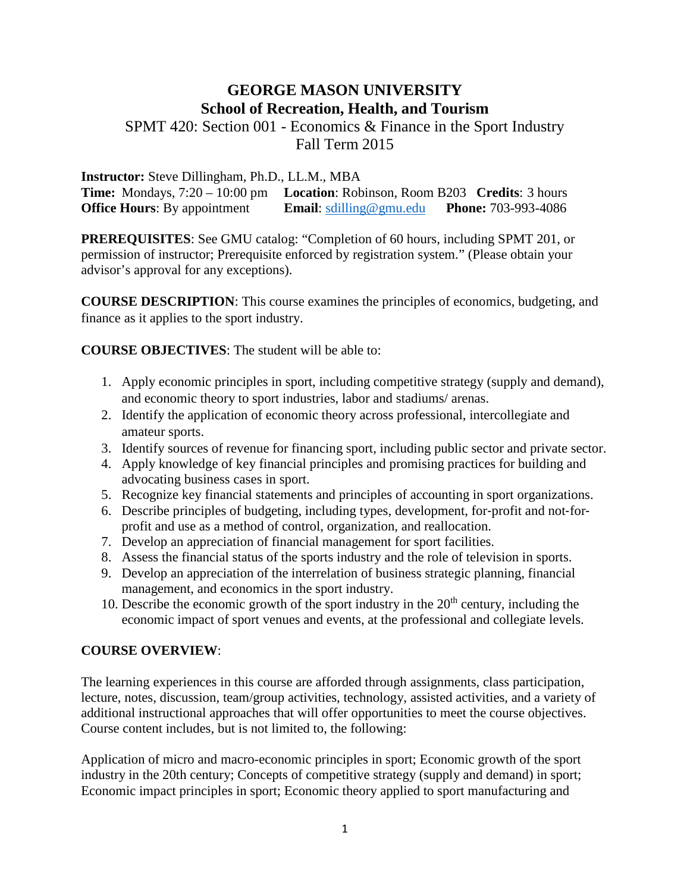# GEORGE MASON UNIVERSITY
## School of Recreation, Health, and Tourism

SPMT 420: Section 001 - Economics & Finance in the Sport Industry
Fall Term 2015

**Instructor:** Steve Dillingham, Ph.D., LL.M., MBA
**Time:** Mondays, 7:20 – 10:00 pm **Location**: Robinson, Room B203 **Credits**: 3 hours
**Office Hours**: By appointment **Email**: sdilling@gmu.edu **Phone:** 703-993-4086

**PREREQUISITES**: See GMU catalog: "Completion of 60 hours, including SPMT 201, or permission of instructor; Prerequisite enforced by registration system." (Please obtain your advisor's approval for any exceptions).

**COURSE DESCRIPTION**: This course examines the principles of economics, budgeting, and finance as it applies to the sport industry.

**COURSE OBJECTIVES**: The student will be able to:

1. Apply economic principles in sport, including competitive strategy (supply and demand), and economic theory to sport industries, labor and stadiums/ arenas.
2. Identify the application of economic theory across professional, intercollegiate and amateur sports.
3. Identify sources of revenue for financing sport, including public sector and private sector.
4. Apply knowledge of key financial principles and promising practices for building and advocating business cases in sport.
5. Recognize key financial statements and principles of accounting in sport organizations.
6. Describe principles of budgeting, including types, development, for-profit and not-for-profit and use as a method of control, organization, and reallocation.
7. Develop an appreciation of financial management for sport facilities.
8. Assess the financial status of the sports industry and the role of television in sports.
9. Develop an appreciation of the interrelation of business strategic planning, financial management, and economics in the sport industry.
10. Describe the economic growth of the sport industry in the 20th century, including the economic impact of sport venues and events, at the professional and collegiate levels.

**COURSE OVERVIEW**:

The learning experiences in this course are afforded through assignments, class participation, lecture, notes, discussion, team/group activities, technology, assisted activities, and a variety of additional instructional approaches that will offer opportunities to meet the course objectives. Course content includes, but is not limited to, the following:

Application of micro and macro-economic principles in sport; Economic growth of the sport industry in the 20th century; Concepts of competitive strategy (supply and demand) in sport; Economic impact principles in sport; Economic theory applied to sport manufacturing and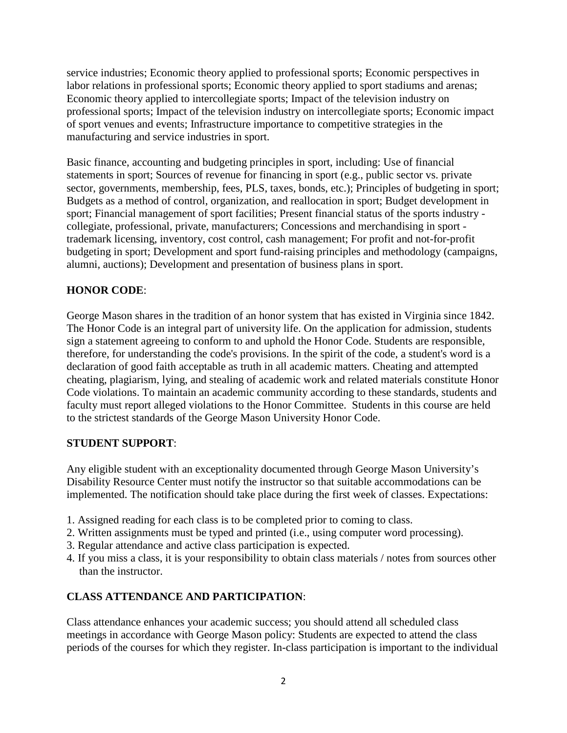service industries; Economic theory applied to professional sports; Economic perspectives in labor relations in professional sports; Economic theory applied to sport stadiums and arenas; Economic theory applied to intercollegiate sports; Impact of the television industry on professional sports; Impact of the television industry on intercollegiate sports; Economic impact of sport venues and events; Infrastructure importance to competitive strategies in the manufacturing and service industries in sport.

Basic finance, accounting and budgeting principles in sport, including: Use of financial statements in sport; Sources of revenue for financing in sport (e.g., public sector vs. private sector, governments, membership, fees, PLS, taxes, bonds, etc.); Principles of budgeting in sport; Budgets as a method of control, organization, and reallocation in sport; Budget development in sport; Financial management of sport facilities; Present financial status of the sports industry - collegiate, professional, private, manufacturers; Concessions and merchandising in sport - trademark licensing, inventory, cost control, cash management; For profit and not-for-profit budgeting in sport; Development and sport fund-raising principles and methodology (campaigns, alumni, auctions); Development and presentation of business plans in sport.

**HONOR CODE**:

George Mason shares in the tradition of an honor system that has existed in Virginia since 1842. The Honor Code is an integral part of university life. On the application for admission, students sign a statement agreeing to conform to and uphold the Honor Code. Students are responsible, therefore, for understanding the code's provisions. In the spirit of the code, a student's word is a declaration of good faith acceptable as truth in all academic matters. Cheating and attempted cheating, plagiarism, lying, and stealing of academic work and related materials constitute Honor Code violations. To maintain an academic community according to these standards, students and faculty must report alleged violations to the Honor Committee. Students in this course are held to the strictest standards of the George Mason University Honor Code.

**STUDENT SUPPORT**:

Any eligible student with an exceptionality documented through George Mason University's Disability Resource Center must notify the instructor so that suitable accommodations can be implemented. The notification should take place during the first week of classes. Expectations:

1. Assigned reading for each class is to be completed prior to coming to class.
2. Written assignments must be typed and printed (i.e., using computer word processing).
3. Regular attendance and active class participation is expected.
4. If you miss a class, it is your responsibility to obtain class materials / notes from sources other than the instructor.

**CLASS ATTENDANCE AND PARTICIPATION**:

Class attendance enhances your academic success; you should attend all scheduled class meetings in accordance with George Mason policy: Students are expected to attend the class periods of the courses for which they register. In-class participation is important to the individual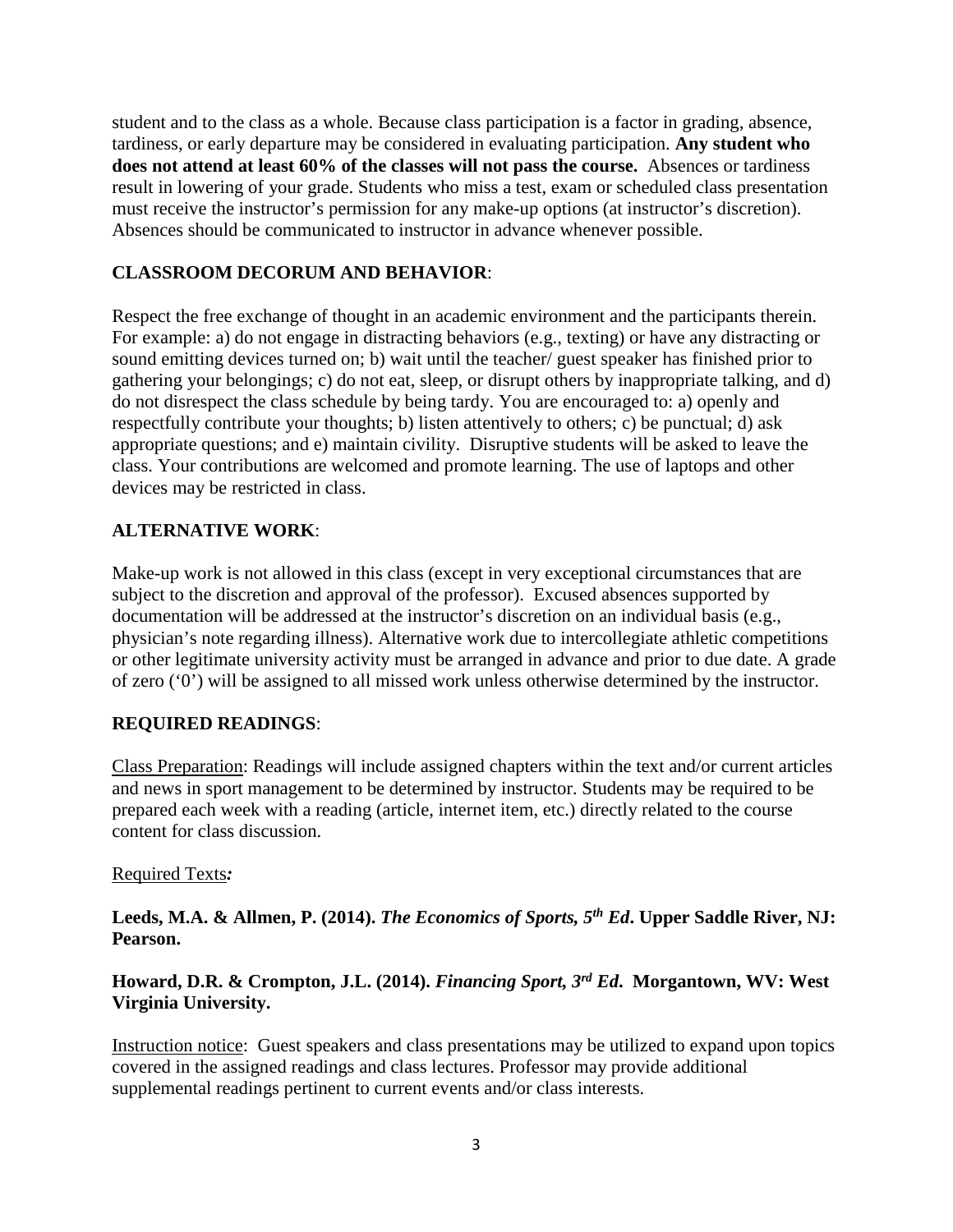student and to the class as a whole. Because class participation is a factor in grading, absence, tardiness, or early departure may be considered in evaluating participation. **Any student who does not attend at least 60% of the classes will not pass the course.** Absences or tardiness result in lowering of your grade. Students who miss a test, exam or scheduled class presentation must receive the instructor's permission for any make-up options (at instructor's discretion). Absences should be communicated to instructor in advance whenever possible.

**CLASSROOM DECORUM AND BEHAVIOR**:

Respect the free exchange of thought in an academic environment and the participants therein. For example: a) do not engage in distracting behaviors (e.g., texting) or have any distracting or sound emitting devices turned on; b) wait until the teacher/ guest speaker has finished prior to gathering your belongings; c) do not eat, sleep, or disrupt others by inappropriate talking, and d) do not disrespect the class schedule by being tardy. You are encouraged to: a) openly and respectfully contribute your thoughts; b) listen attentively to others; c) be punctual; d) ask appropriate questions; and e) maintain civility. Disruptive students will be asked to leave the class. Your contributions are welcomed and promote learning. The use of laptops and other devices may be restricted in class.

**ALTERNATIVE WORK**:

Make-up work is not allowed in this class (except in very exceptional circumstances that are subject to the discretion and approval of the professor). Excused absences supported by documentation will be addressed at the instructor's discretion on an individual basis (e.g., physician's note regarding illness). Alternative work due to intercollegiate athletic competitions or other legitimate university activity must be arranged in advance and prior to due date. A grade of zero ('0') will be assigned to all missed work unless otherwise determined by the instructor.

**REQUIRED READINGS**:

Class Preparation: Readings will include assigned chapters within the text and/or current articles and news in sport management to be determined by instructor. Students may be required to be prepared each week with a reading (article, internet item, etc.) directly related to the course content for class discussion.

Required Texts***:***

**Leeds, M.A. & Allmen, P. (2014). *The Economics of Sports, 5th Ed*. Upper Saddle River, NJ: Pearson.**

**Howard, D.R. & Crompton, J.L. (2014). *Financing Sport, 3rd Ed*. Morgantown, WV: West Virginia University.**

Instruction notice: Guest speakers and class presentations may be utilized to expand upon topics covered in the assigned readings and class lectures. Professor may provide additional supplemental readings pertinent to current events and/or class interests.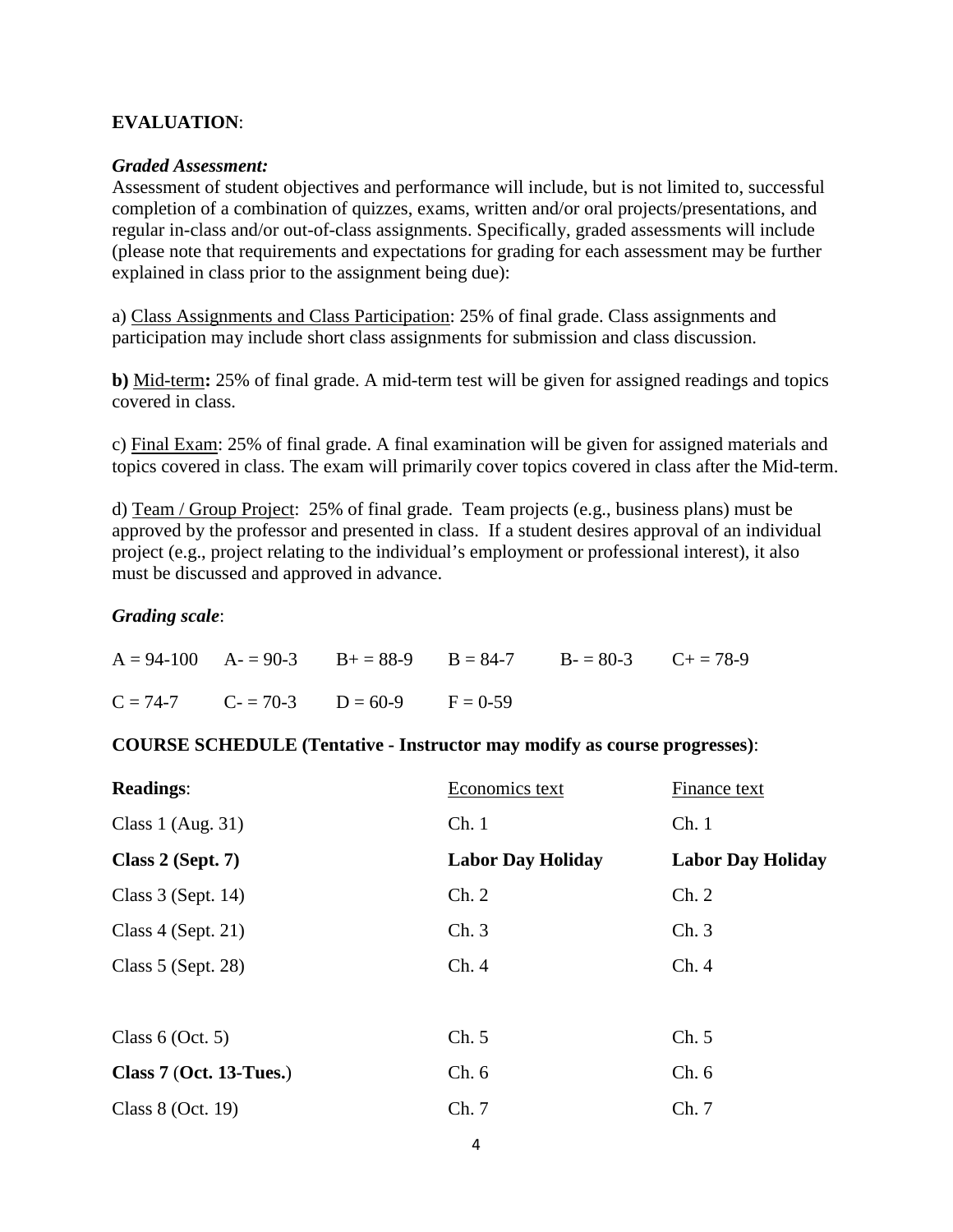**EVALUATION**:

***Graded Assessment:***

Assessment of student objectives and performance will include, but is not limited to, successful completion of a combination of quizzes, exams, written and/or oral projects/presentations, and regular in-class and/or out-of-class assignments. Specifically, graded assessments will include (please note that requirements and expectations for grading for each assessment may be further explained in class prior to the assignment being due):

a) <u>Class Assignments and Class Participation</u>: 25% of final grade. Class assignments and participation may include short class assignments for submission and class discussion.

**b)** <u>Mid-term</u>**:** 25% of final grade. A mid-term test will be given for assigned readings and topics covered in class.

c) <u>Final Exam</u>: 25% of final grade. A final examination will be given for assigned materials and topics covered in class. The exam will primarily cover topics covered in class after the Mid-term.

d) <u>Team / Group Project</u>: 25% of final grade. Team projects (e.g., business plans) must be approved by the professor and presented in class. If a student desires approval of an individual project (e.g., project relating to the individual's employment or professional interest), it also must be discussed and approved in advance.

***Grading scale***:

| | | | | | |
|---|---|---|---|---|---|
| A = 94-100 | A- = 90-3 | B+ = 88-9 | B = 84-7 | B- = 80-3 | C+ = 78-9 |
| C = 74-7 | C- = 70-3 | D = 60-9 | F = 0-59 | | |

**COURSE SCHEDULE (Tentative - Instructor may modify as course progresses)**:

| **Readings**: | <u>Economics text</u> | <u>Finance text</u> |
|---|---|---|
| Class 1 (Aug. 31) | Ch. 1 | Ch. 1 |
| **Class 2 (Sept. 7)** | **Labor Day Holiday** | **Labor Day Holiday** |
| Class 3 (Sept. 14) | Ch. 2 | Ch. 2 |
| Class 4 (Sept. 21) | Ch. 3 | Ch. 3 |
| Class 5 (Sept. 28) | Ch. 4 | Ch. 4 |
| Class 6 (Oct. 5) | Ch. 5 | Ch. 5 |
| **Class 7** (**Oct. 13-Tues.**) | Ch. 6 | Ch. 6 |
| Class 8 (Oct. 19) | Ch. 7 | Ch. 7 |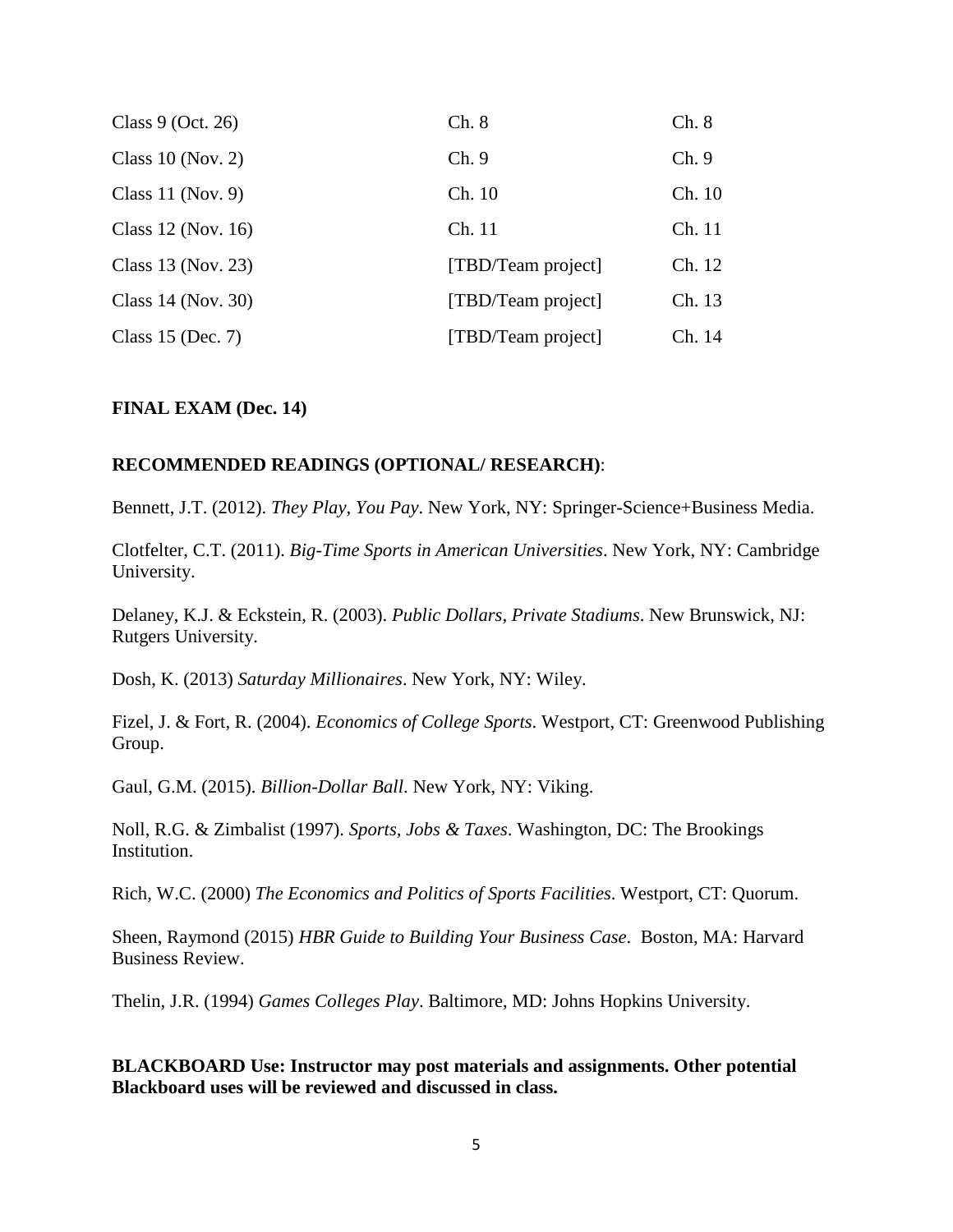| | | |
|---|---|---|
| Class 9 (Oct. 26) | Ch. 8 | Ch. 8 |
| Class 10 (Nov. 2) | Ch. 9 | Ch. 9 |
| Class 11 (Nov. 9) | Ch. 10 | Ch. 10 |
| Class 12 (Nov. 16) | Ch. 11 | Ch. 11 |
| Class 13 (Nov. 23) | [TBD/Team project] | Ch. 12 |
| Class 14 (Nov. 30) | [TBD/Team project] | Ch. 13 |
| Class 15 (Dec. 7) | [TBD/Team project] | Ch. 14 |

**FINAL EXAM (Dec. 14)**

**RECOMMENDED READINGS (OPTIONAL/ RESEARCH)**:

Bennett, J.T. (2012). *They Play, You Pay*. New York, NY: Springer-Science+Business Media.

Clotfelter, C.T. (2011). *Big-Time Sports in American Universities*. New York, NY: Cambridge University.

Delaney, K.J. & Eckstein, R. (2003). *Public Dollars, Private Stadiums*. New Brunswick, NJ: Rutgers University.

Dosh, K. (2013) *Saturday Millionaires*. New York, NY: Wiley.

Fizel, J. & Fort, R. (2004). *Economics of College Sports*. Westport, CT: Greenwood Publishing Group.

Gaul, G.M. (2015). *Billion-Dollar Ball*. New York, NY: Viking.

Noll, R.G. & Zimbalist (1997). *Sports, Jobs & Taxes*. Washington, DC: The Brookings Institution.

Rich, W.C. (2000) *The Economics and Politics of Sports Facilities*. Westport, CT: Quorum.

Sheen, Raymond (2015) *HBR Guide to Building Your Business Case*. Boston, MA: Harvard Business Review.

Thelin, J.R. (1994) *Games Colleges Play*. Baltimore, MD: Johns Hopkins University.

**BLACKBOARD Use: Instructor may post materials and assignments. Other potential Blackboard uses will be reviewed and discussed in class.**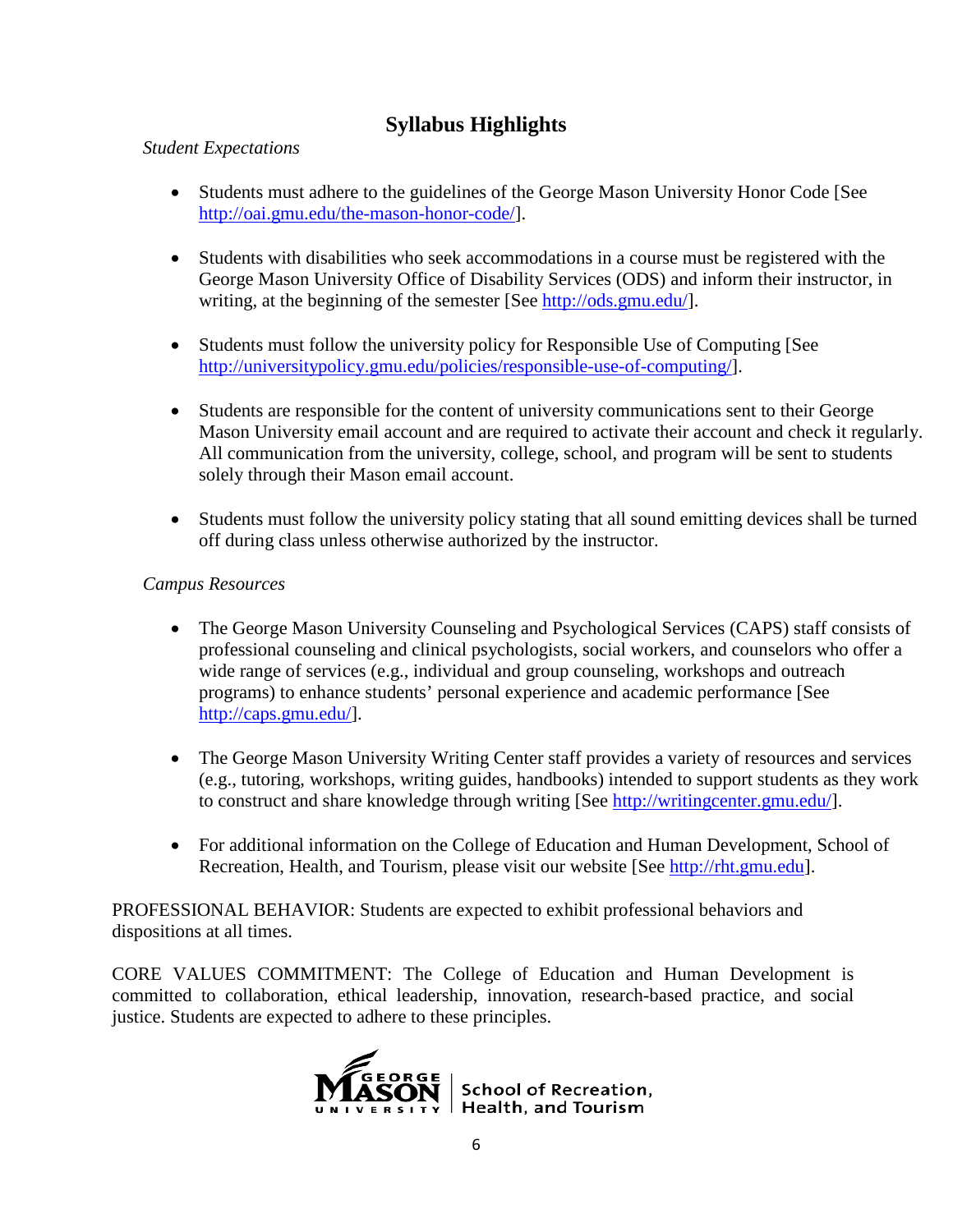## Syllabus Highlights

*Student Expectations*

- Students must adhere to the guidelines of the George Mason University Honor Code [See http://oai.gmu.edu/the-mason-honor-code/].
- Students with disabilities who seek accommodations in a course must be registered with the George Mason University Office of Disability Services (ODS) and inform their instructor, in writing, at the beginning of the semester [See http://ods.gmu.edu/].
- Students must follow the university policy for Responsible Use of Computing [See http://universitypolicy.gmu.edu/policies/responsible-use-of-computing/].
- Students are responsible for the content of university communications sent to their George Mason University email account and are required to activate their account and check it regularly. All communication from the university, college, school, and program will be sent to students solely through their Mason email account.
- Students must follow the university policy stating that all sound emitting devices shall be turned off during class unless otherwise authorized by the instructor.

*Campus Resources*

- The George Mason University Counseling and Psychological Services (CAPS) staff consists of professional counseling and clinical psychologists, social workers, and counselors who offer a wide range of services (e.g., individual and group counseling, workshops and outreach programs) to enhance students' personal experience and academic performance [See http://caps.gmu.edu/].
- The George Mason University Writing Center staff provides a variety of resources and services (e.g., tutoring, workshops, writing guides, handbooks) intended to support students as they work to construct and share knowledge through writing [See http://writingcenter.gmu.edu/].
- For additional information on the College of Education and Human Development, School of Recreation, Health, and Tourism, please visit our website [See http://rht.gmu.edu].

PROFESSIONAL BEHAVIOR: Students are expected to exhibit professional behaviors and dispositions at all times.

CORE VALUES COMMITMENT: The College of Education and Human Development is committed to collaboration, ethical leadership, innovation, research-based practice, and social justice. Students are expected to adhere to these principles.

GEORGE MASON UNIVERSITY | School of Recreation, Health, and Tourism